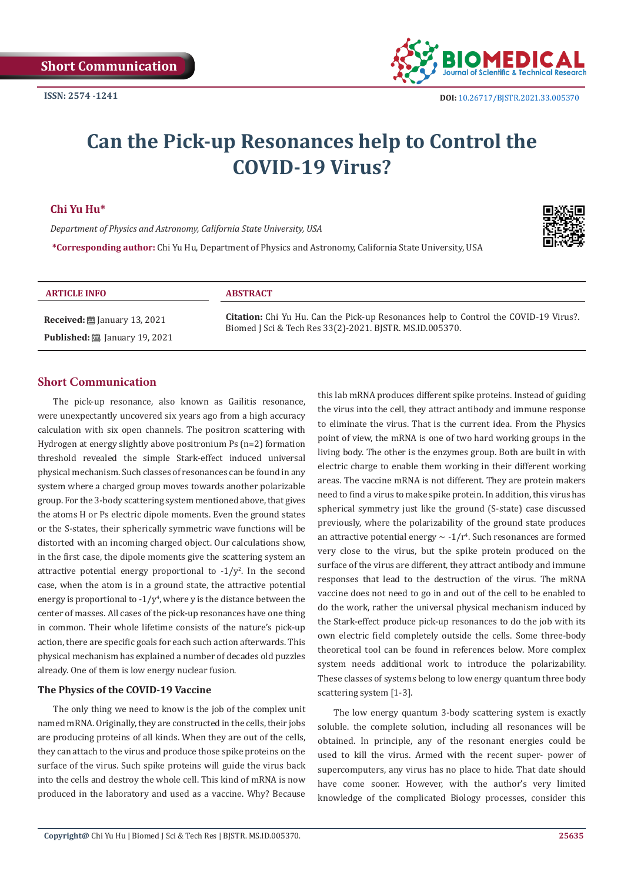Short Communication

ISSN: 2574 -1241

DOI: 10.26717/BJSTR.2021.33.005370

# Can the Pick-up Resonances help to Control the COVID-19 Virus?

**Chi Yu Hu***

*Department of Physics and Astronomy, California State University, USA*

***Corresponding author:** Chi Yu Hu, Department of Physics and Astronomy, California State University, USA

**ARTICLE INFO**

**Received:** January 13, 2021

**Published:** January 19, 2021

**ABSTRACT**

**Citation:** Chi Yu Hu. Can the Pick-up Resonances help to Control the COVID-19 Virus?. Biomed J Sci & Tech Res 33(2)-2021. BJSTR. MS.ID.005370.

## Short Communication

The pick-up resonance, also known as Gailitis resonance, were unexpectantly uncovered six years ago from a high accuracy calculation with six open channels. The positron scattering with Hydrogen at energy slightly above positronium Ps (n=2) formation threshold revealed the simple Stark-effect induced universal physical mechanism. Such classes of resonances can be found in any system where a charged group moves towards another polarizable group. For the 3-body scattering system mentioned above, that gives the atoms H or Ps electric dipole moments. Even the ground states or the S-states, their spherically symmetric wave functions will be distorted with an incoming charged object. Our calculations show, in the first case, the dipole moments give the scattering system an attractive potential energy proportional to $-1/y^2$. In the second case, when the atom is in a ground state, the attractive potential energy is proportional to $-1/y^4$, where y is the distance between the center of masses. All cases of the pick-up resonances have one thing in common. Their whole lifetime consists of the nature's pick-up action, there are specific goals for each such action afterwards. This physical mechanism has explained a number of decades old puzzles already. One of them is low energy nuclear fusion.

### The Physics of the COVID-19 Vaccine

The only thing we need to know is the job of the complex unit named mRNA. Originally, they are constructed in the cells, their jobs are producing proteins of all kinds. When they are out of the cells, they can attach to the virus and produce those spike proteins on the surface of the virus. Such spike proteins will guide the virus back into the cells and destroy the whole cell. This kind of mRNA is now produced in the laboratory and used as a vaccine. Why? Because this lab mRNA produces different spike proteins. Instead of guiding the virus into the cell, they attract antibody and immune response to eliminate the virus. That is the current idea. From the Physics point of view, the mRNA is one of two hard working groups in the living body. The other is the enzymes group. Both are built in with electric charge to enable them working in their different working areas. The vaccine mRNA is not different. They are protein makers need to find a virus to make spike protein. In addition, this virus has spherical symmetry just like the ground (S-state) case discussed previously, where the polarizability of the ground state produces an attractive potential energy ~ $-1/r^4$. Such resonances are formed very close to the virus, but the spike protein produced on the surface of the virus are different, they attract antibody and immune responses that lead to the destruction of the virus. The mRNA vaccine does not need to go in and out of the cell to be enabled to do the work, rather the universal physical mechanism induced by the Stark-effect produce pick-up resonances to do the job with its own electric field completely outside the cells. Some three-body theoretical tool can be found in references below. More complex system needs additional work to introduce the polarizability. These classes of systems belong to low energy quantum three body scattering system [1-3].

The low energy quantum 3-body scattering system is exactly soluble. the complete solution, including all resonances will be obtained. In principle, any of the resonant energies could be used to kill the virus. Armed with the recent super- power of supercomputers, any virus has no place to hide. That date should have come sooner. However, with the author's very limited knowledge of the complicated Biology processes, consider this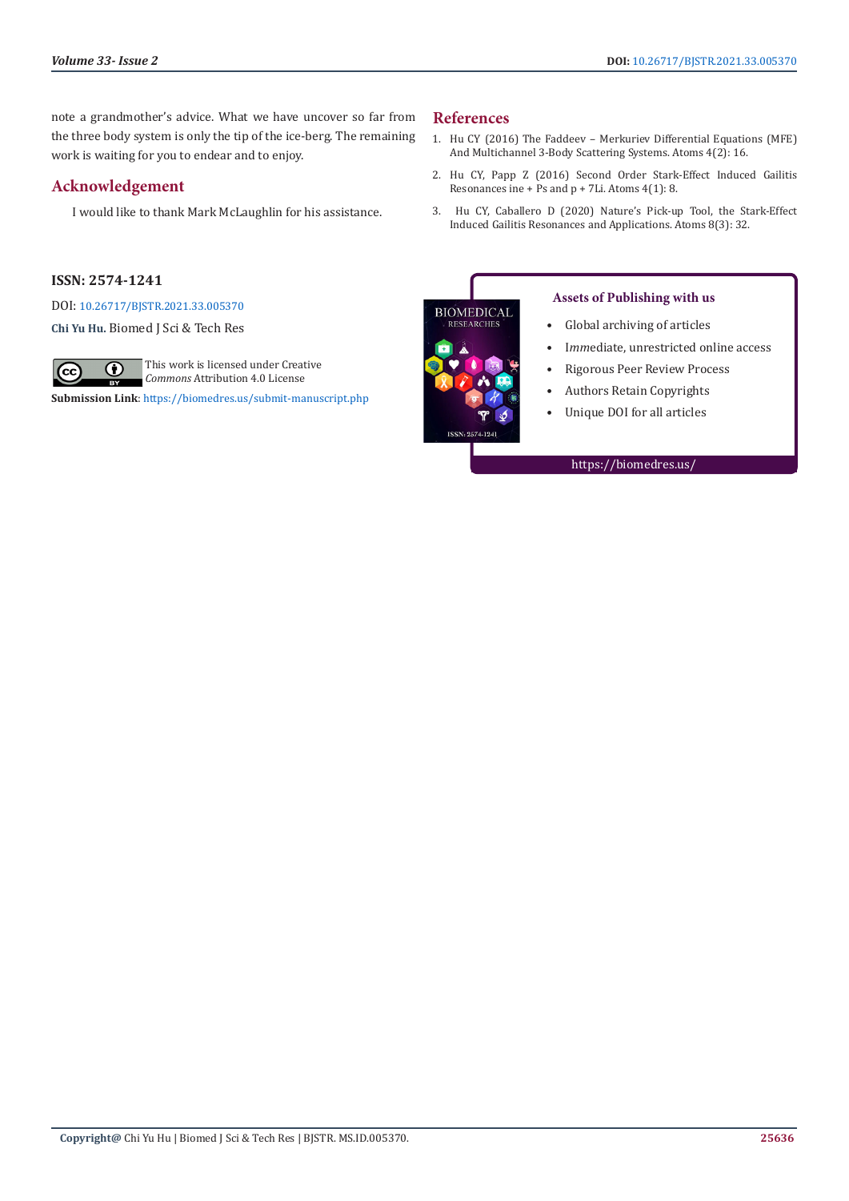note a grandmother's advice. What we have uncover so far from the three body system is only the tip of the ice-berg. The remaining work is waiting for you to endear and to enjoy.

## Acknowledgement

I would like to thank Mark McLaughlin for his assistance.

## References

1. Hu CY (2016) The Faddeev – Merkuriev Differential Equations (MFE) And Multichannel 3-Body Scattering Systems. Atoms 4(2): 16.
2. Hu CY, Papp Z (2016) Second Order Stark-Effect Induced Gailitis Resonances ine + Ps and p + 7Li. Atoms 4(1): 8.
3. Hu CY, Caballero D (2020) Nature's Pick-up Tool, the Stark-Effect Induced Gailitis Resonances and Applications. Atoms 8(3): 32.

**ISSN: 2574-1241**

DOI: 10.26717/BJSTR.2021.33.005370

**Chi Yu Hu.** Biomed J Sci & Tech Res

This work is licensed under Creative *Commons* Attribution 4.0 License

**Submission Link**: https://biomedres.us/submit-manuscript.php

**Assets of Publishing with us**

- Global archiving of articles
- Immediate, unrestricted online access
- Rigorous Peer Review Process
- Authors Retain Copyrights
- Unique DOI for all articles

https://biomedres.us/